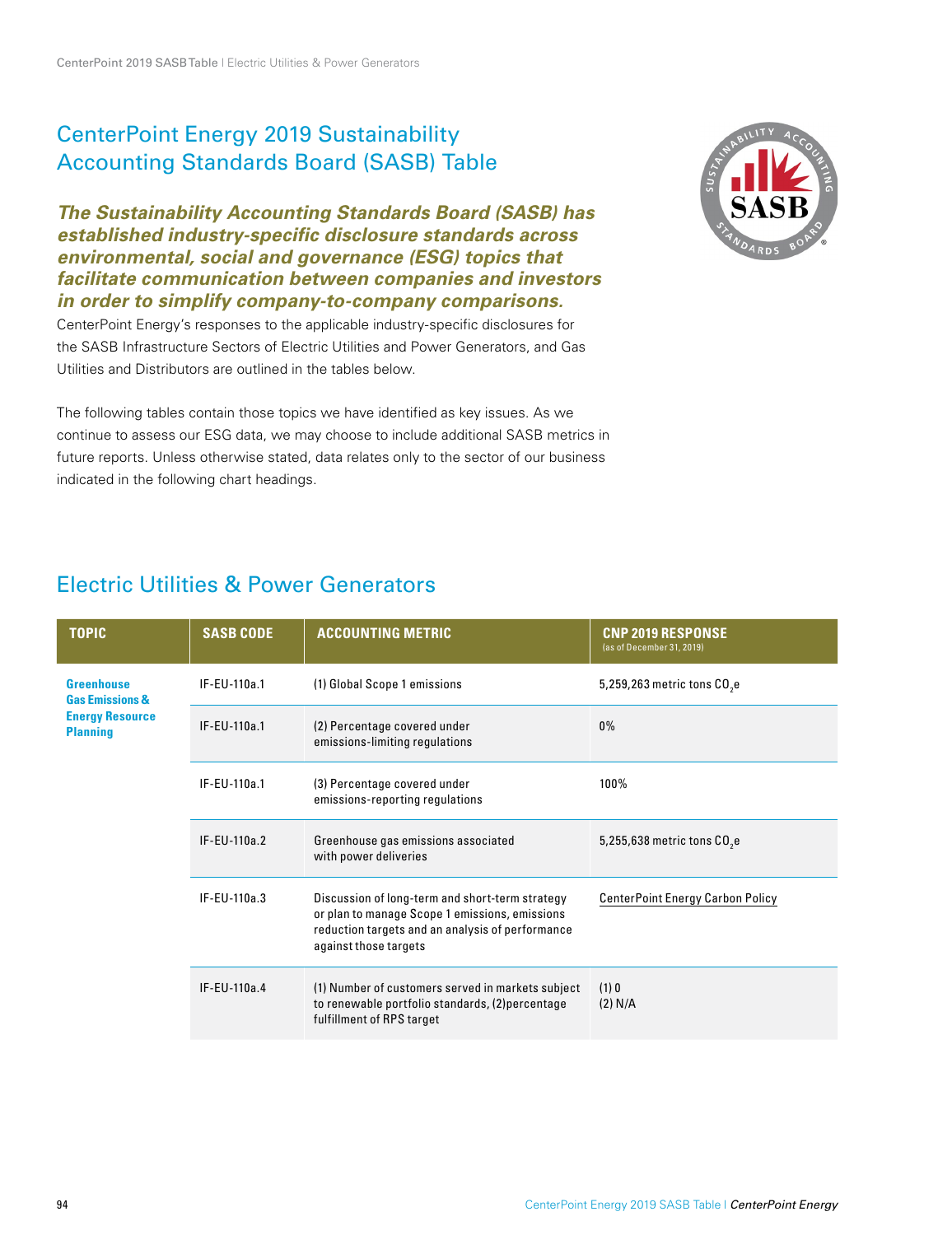# CenterPoint Energy 2019 Sustainability Accounting Standards Board (SASB) Table

***The Sustainability Accounting Standards Board (SASB) has established industry-specific disclosure standards across environmental, social and governance (ESG) topics that facilitate communication between companies and investors in order to simplify company-to-company comparisons.***

CenterPoint Energy's responses to the applicable industry-specific disclosures for the SASB Infrastructure Sectors of Electric Utilities and Power Generators, and Gas Utilities and Distributors are outlined in the tables below.

The following tables contain those topics we have identified as key issues. As we continue to assess our ESG data, we may choose to include additional SASB metrics in future reports. Unless otherwise stated, data relates only to the sector of our business indicated in the following chart headings.

## Electric Utilities & Power Generators

| TOPIC | SASB CODE | ACCOUNTING METRIC | CNP 2019 RESPONSE (as of December 31, 2019) |
|---|---|---|---|
| **Greenhouse Gas Emissions & Energy Resource Planning** | IF-EU-110a.1 | (1) Global Scope 1 emissions | 5,259,263 metric tons $CO_2e$ |
| | IF-EU-110a.1 | (2) Percentage covered under emissions-limiting regulations | 0% |
| | IF-EU-110a.1 | (3) Percentage covered under emissions-reporting regulations | 100% |
| | IF-EU-110a.2 | Greenhouse gas emissions associated with power deliveries | 5,255,638 metric tons $CO_2e$ |
| | IF-EU-110a.3 | Discussion of long-term and short-term strategy or plan to manage Scope 1 emissions, emissions reduction targets and an analysis of performance against those targets | CenterPoint Energy Carbon Policy |
| | IF-EU-110a.4 | (1) Number of customers served in markets subject to renewable portfolio standards, (2)percentage fulfillment of RPS target | (1) 0<br>(2) N/A |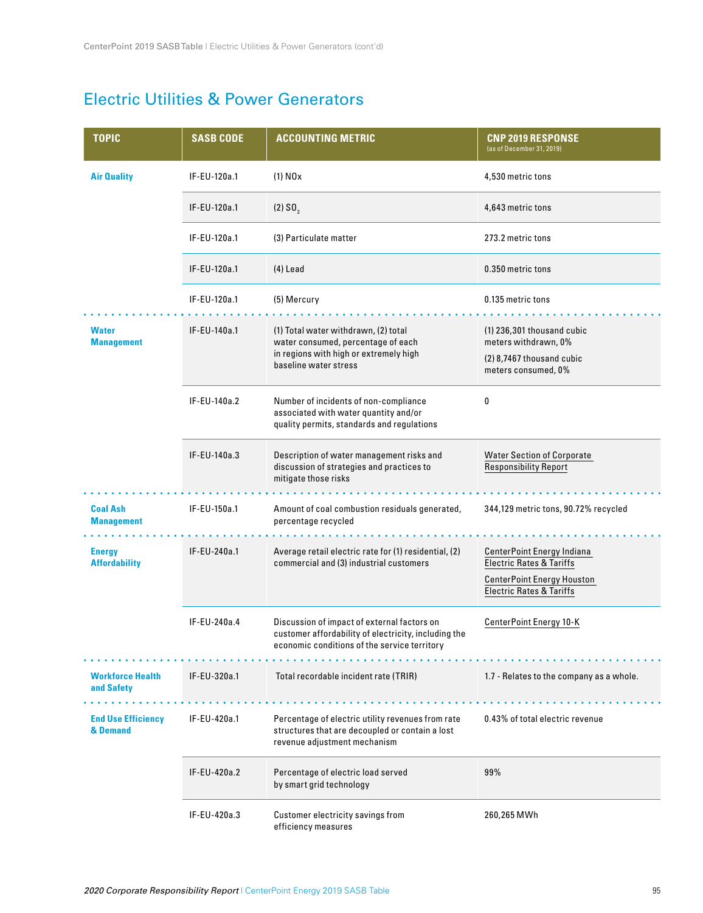## Electric Utilities & Power Generators

| TOPIC | SASB CODE | ACCOUNTING METRIC | CNP 2019 RESPONSE (as of December 31, 2019) |
|---|---|---|---|
| **Air Quality** | IF-EU-120a.1 | (1) NOx | 4,530 metric tons |
| | IF-EU-120a.1 | (2) $SO_2$ | 4,643 metric tons |
| | IF-EU-120a.1 | (3) Particulate matter | 273.2 metric tons |
| | IF-EU-120a.1 | (4) Lead | 0.350 metric tons |
| | IF-EU-120a.1 | (5) Mercury | 0.135 metric tons |
| **Water Management** | IF-EU-140a.1 | (1) Total water withdrawn, (2) total water consumed, percentage of each in regions with high or extremely high baseline water stress | (1) 236,301 thousand cubic meters withdrawn, 0%<br>(2) 8,7467 thousand cubic meters consumed, 0% |
| | IF-EU-140a.2 | Number of incidents of non-compliance associated with water quantity and/or quality permits, standards and regulations | 0 |
| | IF-EU-140a.3 | Description of water management risks and discussion of strategies and practices to mitigate those risks | Water Section of Corporate Responsibility Report |
| **Coal Ash Management** | IF-EU-150a.1 | Amount of coal combustion residuals generated, percentage recycled | 344,129 metric tons, 90.72% recycled |
| **Energy Affordability** | IF-EU-240a.1 | Average retail electric rate for (1) residential, (2) commercial and (3) industrial customers | CenterPoint Energy Indiana Electric Rates & Tariffs<br>CenterPoint Energy Houston Electric Rates & Tariffs |
| | IF-EU-240a.4 | Discussion of impact of external factors on customer affordability of electricity, including the economic conditions of the service territory | CenterPoint Energy 10-K |
| **Workforce Health and Safety** | IF-EU-320a.1 | Total recordable incident rate (TRIR) | 1.7 - Relates to the company as a whole. |
| **End Use Efficiency & Demand** | IF-EU-420a.1 | Percentage of electric utility revenues from rate structures that are decoupled or contain a lost revenue adjustment mechanism | 0.43% of total electric revenue |
| | IF-EU-420a.2 | Percentage of electric load served by smart grid technology | 99% |
| | IF-EU-420a.3 | Customer electricity savings from efficiency measures | 260,265 MWh |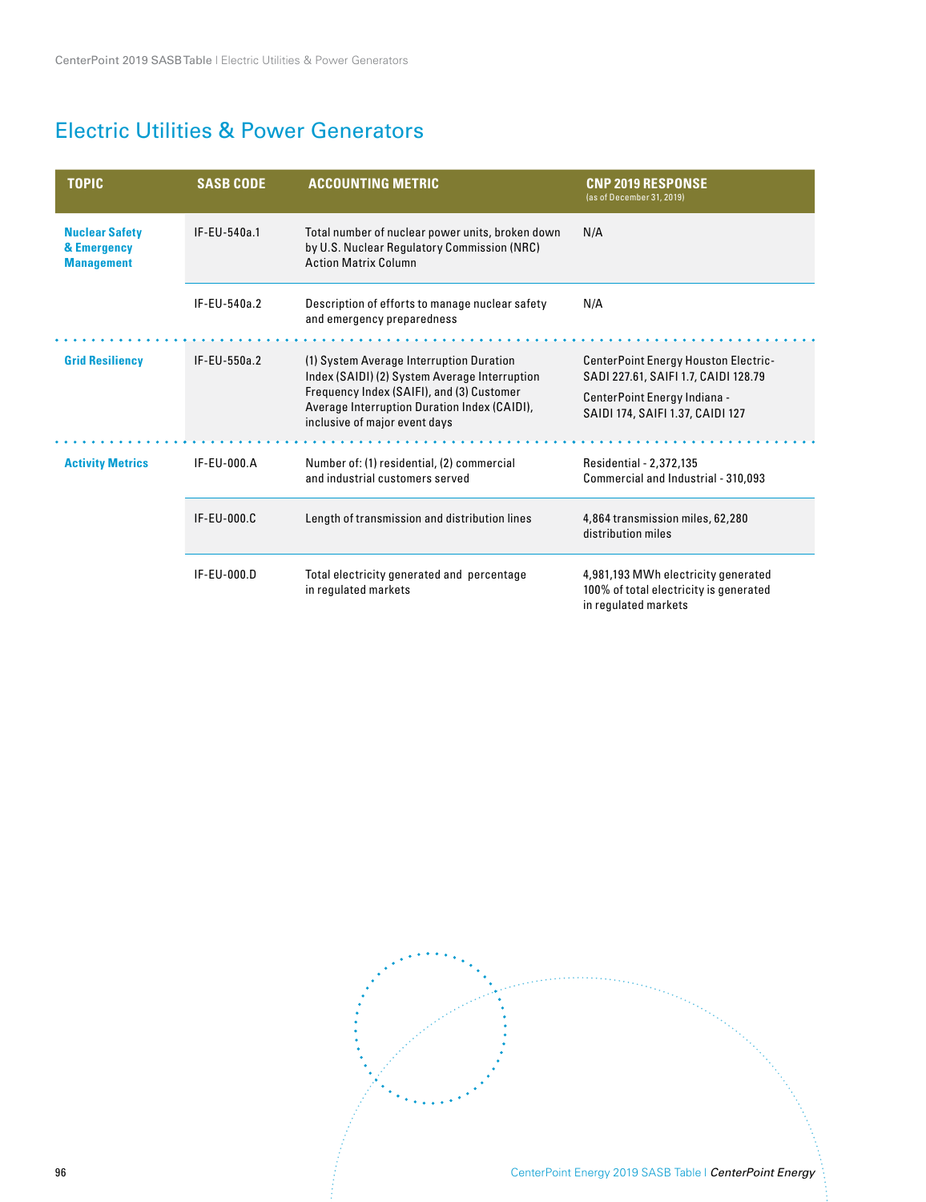# Electric Utilities & Power Generators

| TOPIC | SASB CODE | ACCOUNTING METRIC | CNP 2019 RESPONSE (as of December 31, 2019) |
|---|---|---|---|
| **Nuclear Safety & Emergency Management** | IF-EU-540a.1 | Total number of nuclear power units, broken down by U.S. Nuclear Regulatory Commission (NRC) Action Matrix Column | N/A |
| | IF-EU-540a.2 | Description of efforts to manage nuclear safety and emergency preparedness | N/A |
| **Grid Resiliency** | IF-EU-550a.2 | (1) System Average Interruption Duration Index (SAIDI) (2) System Average Interruption Frequency Index (SAIFI), and (3) Customer Average Interruption Duration Index (CAIDI), inclusive of major event days | CenterPoint Energy Houston Electric- SADI 227.61, SAIFI 1.7, CAIDI 128.79<br>CenterPoint Energy Indiana - SAIDI 174, SAIFI 1.37, CAIDI 127 |
| **Activity Metrics** | IF-EU-000.A | Number of: (1) residential, (2) commercial and industrial customers served | Residential - 2,372,135<br>Commercial and Industrial - 310,093 |
| | IF-EU-000.C | Length of transmission and distribution lines | 4,864 transmission miles, 62,280 distribution miles |
| | IF-EU-000.D | Total electricity generated and percentage in regulated markets | 4,981,193 MWh electricity generated<br>100% of total electricity is generated in regulated markets |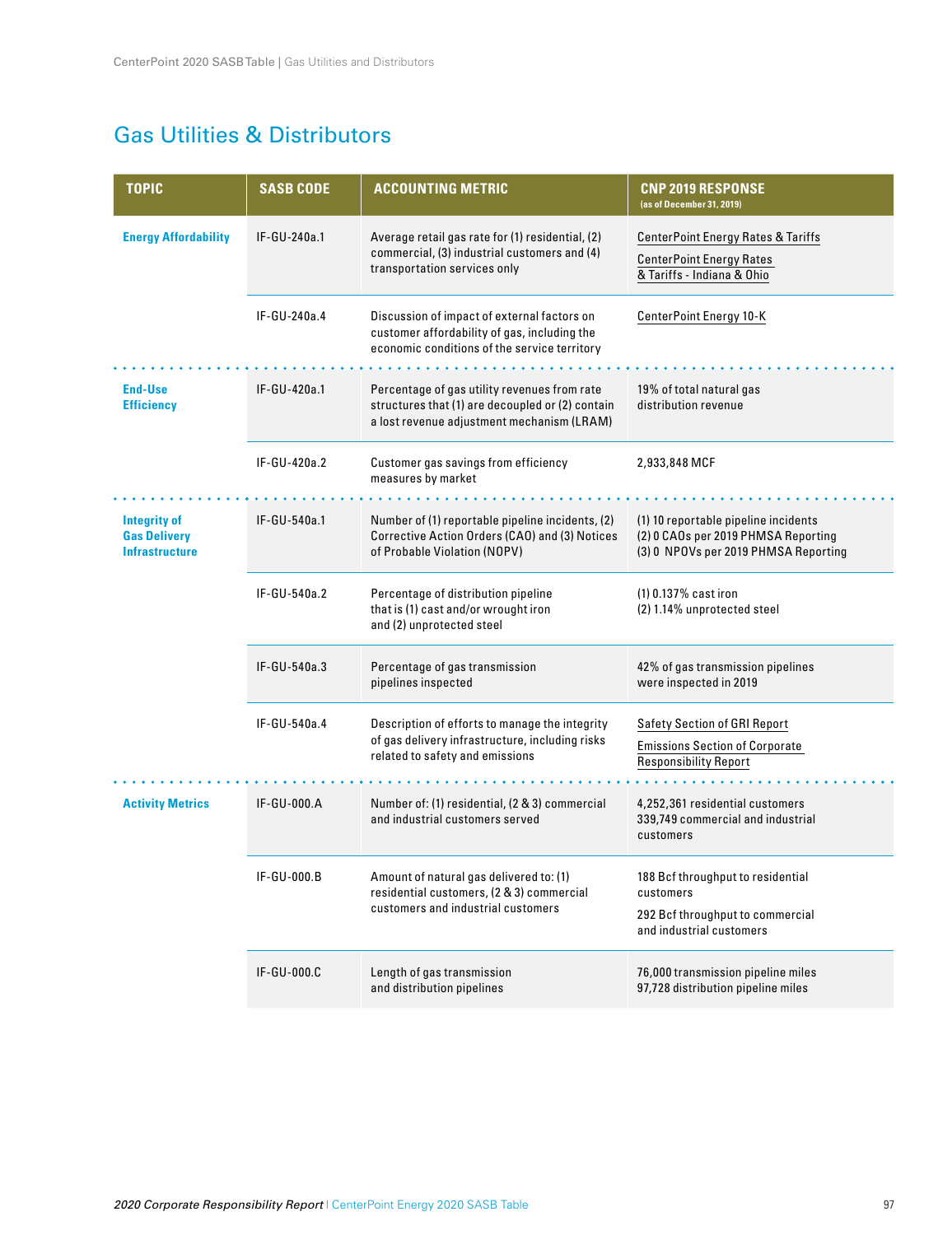## Gas Utilities & Distributors

| TOPIC | SASB CODE | ACCOUNTING METRIC | CNP 2019 RESPONSE (as of December 31, 2019) |
|---|---|---|---|
| **Energy Affordability** | IF-GU-240a.1 | Average retail gas rate for (1) residential, (2) commercial, (3) industrial customers and (4) transportation services only | CenterPoint Energy Rates & Tariffs<br>CenterPoint Energy Rates & Tariffs - Indiana & Ohio |
| | IF-GU-240a.4 | Discussion of impact of external factors on customer affordability of gas, including the economic conditions of the service territory | CenterPoint Energy 10-K |
| **End-Use Efficiency** | IF-GU-420a.1 | Percentage of gas utility revenues from rate structures that (1) are decoupled or (2) contain a lost revenue adjustment mechanism (LRAM) | 19% of total natural gas distribution revenue |
| | IF-GU-420a.2 | Customer gas savings from efficiency measures by market | 2,933,848 MCF |
| **Integrity of Gas Delivery Infrastructure** | IF-GU-540a.1 | Number of (1) reportable pipeline incidents, (2) Corrective Action Orders (CAO) and (3) Notices of Probable Violation (NOPV) | (1) 10 reportable pipeline incidents<br>(2) 0 CAOs per 2019 PHMSA Reporting<br>(3) 0 NPOVs per 2019 PHMSA Reporting |
| | IF-GU-540a.2 | Percentage of distribution pipeline that is (1) cast and/or wrought iron and (2) unprotected steel | (1) 0.137% cast iron<br>(2) 1.14% unprotected steel |
| | IF-GU-540a.3 | Percentage of gas transmission pipelines inspected | 42% of gas transmission pipelines were inspected in 2019 |
| | IF-GU-540a.4 | Description of efforts to manage the integrity of gas delivery infrastructure, including risks related to safety and emissions | Safety Section of GRI Report<br>Emissions Section of Corporate Responsibility Report |
| **Activity Metrics** | IF-GU-000.A | Number of: (1) residential, (2 & 3) commercial and industrial customers served | 4,252,361 residential customers<br>339,749 commercial and industrial customers |
| | IF-GU-000.B | Amount of natural gas delivered to: (1) residential customers, (2 & 3) commercial customers and industrial customers | 188 Bcf throughput to residential customers<br>292 Bcf throughput to commercial and industrial customers |
| | IF-GU-000.C | Length of gas transmission and distribution pipelines | 76,000 transmission pipeline miles<br>97,728 distribution pipeline miles |